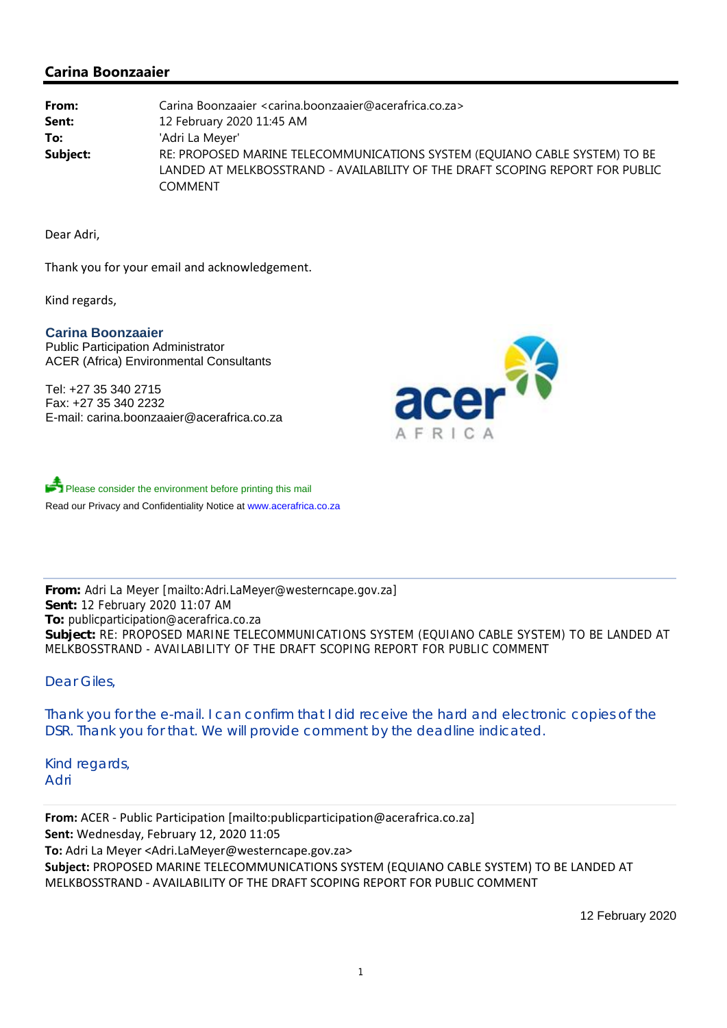# Carina Boonzaaier

**From:** Carina Boonzaaier <carina.boonzaaier@acerafrica.co.za>
**Sent:** 12 February 2020 11:45 AM
**To:** 'Adri La Meyer'
**Subject:** RE: PROPOSED MARINE TELECOMMUNICATIONS SYSTEM (EQUIANO CABLE SYSTEM) TO BE LANDED AT MELKBOSSTRAND - AVAILABILITY OF THE DRAFT SCOPING REPORT FOR PUBLIC COMMENT

Dear Adri,

Thank you for your email and acknowledgement.

Kind regards,

**Carina Boonzaaier**
Public Participation Administrator
ACER (Africa) Environmental Consultants

Tel: +27 35 340 2715
Fax: +27 35 340 2232
E-mail: carina.boonzaaier@acerafrica.co.za

acer AFRICA

Please consider the environment before printing this mail
Read our Privacy and Confidentiality Notice at www.acerafrica.co.za

---

**From:** Adri La Meyer [mailto:Adri.LaMeyer@westerncape.gov.za]
**Sent:** 12 February 2020 11:07 AM
**To:** publicparticipation@acerafrica.co.za
**Subject:** RE: PROPOSED MARINE TELECOMMUNICATIONS SYSTEM (EQUIANO CABLE SYSTEM) TO BE LANDED AT MELKBOSSTRAND - AVAILABILITY OF THE DRAFT SCOPING REPORT FOR PUBLIC COMMENT

Dear Giles,

Thank you for the e-mail. I can confirm that I did receive the hard and electronic copies of the DSR. Thank you for that. We will provide comment by the deadline indicated.

Kind regards,
Adri

---

**From:** ACER - Public Participation [mailto:publicparticipation@acerafrica.co.za]
**Sent:** Wednesday, February 12, 2020 11:05
**To:** Adri La Meyer <Adri.LaMeyer@westerncape.gov.za>
**Subject:** PROPOSED MARINE TELECOMMUNICATIONS SYSTEM (EQUIANO CABLE SYSTEM) TO BE LANDED AT MELKBOSSTRAND - AVAILABILITY OF THE DRAFT SCOPING REPORT FOR PUBLIC COMMENT

12 February 2020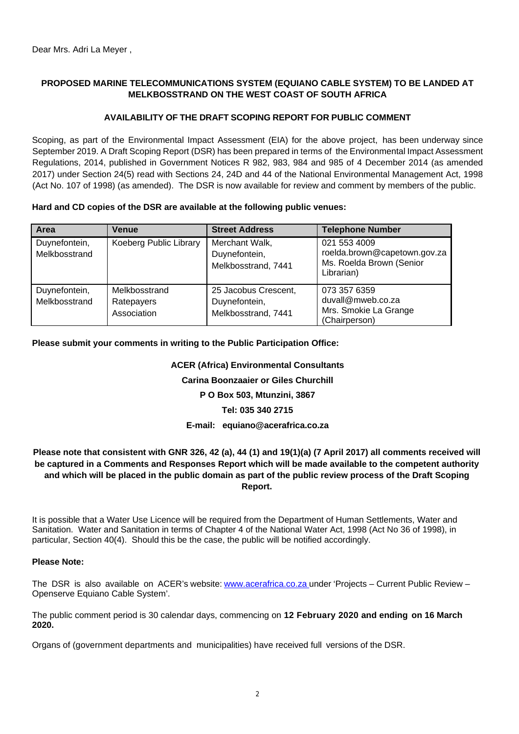Dear Mrs. Adri La Meyer ,

**PROPOSED MARINE TELECOMMUNICATIONS SYSTEM (EQUIANO CABLE SYSTEM) TO BE LANDED AT MELKBOSSTRAND ON THE WEST COAST OF SOUTH AFRICA**

**AVAILABILITY OF THE DRAFT SCOPING REPORT FOR PUBLIC COMMENT**

Scoping, as part of the Environmental Impact Assessment (EIA) for the above project, has been underway since September 2019. A Draft Scoping Report (DSR) has been prepared in terms of the Environmental Impact Assessment Regulations, 2014, published in Government Notices R 982, 983, 984 and 985 of 4 December 2014 (as amended 2017) under Section 24(5) read with Sections 24, 24D and 44 of the National Environmental Management Act, 1998 (Act No. 107 of 1998) (as amended). The DSR is now available for review and comment by members of the public.

**Hard and CD copies of the DSR are available at the following public venues:**

| Area | Venue | Street Address | Telephone Number |
|---|---|---|---|
| Duynefontein, Melkbosstrand | Koeberg Public Library | Merchant Walk, Duynefontein, Melkbosstrand, 7441 | 021 553 4009 roelda.brown@capetown.gov.za Ms. Roelda Brown (Senior Librarian) |
| Duynefontein, Melkbosstrand | Melkbosstrand Ratepayers Association | 25 Jacobus Crescent, Duynefontein, Melkbosstrand, 7441 | 073 357 6359 duvall@mweb.co.za Mrs. Smokie La Grange (Chairperson) |

**Please submit your comments in writing to the Public Participation Office:**

**ACER (Africa) Environmental Consultants**

**Carina Boonzaaier or Giles Churchill**

**P O Box 503, Mtunzini, 3867**

**Tel: 035 340 2715**

**E-mail: equiano@acerafrica.co.za**

**Please note that consistent with GNR 326, 42 (a), 44 (1) and 19(1)(a) (7 April 2017) all comments received will be captured in a Comments and Responses Report which will be made available to the competent authority and which will be placed in the public domain as part of the public review process of the Draft Scoping Report.**

It is possible that a Water Use Licence will be required from the Department of Human Settlements, Water and Sanitation. Water and Sanitation in terms of Chapter 4 of the National Water Act, 1998 (Act No 36 of 1998), in particular, Section 40(4). Should this be the case, the public will be notified accordingly.

**Please Note:**

The DSR is also available on ACER's website: www.acerafrica.co.za under 'Projects – Current Public Review – Openserve Equiano Cable System'.

The public comment period is 30 calendar days, commencing on **12 February 2020 and ending on 16 March 2020.**

Organs of (government departments and municipalities) have received full versions of the DSR.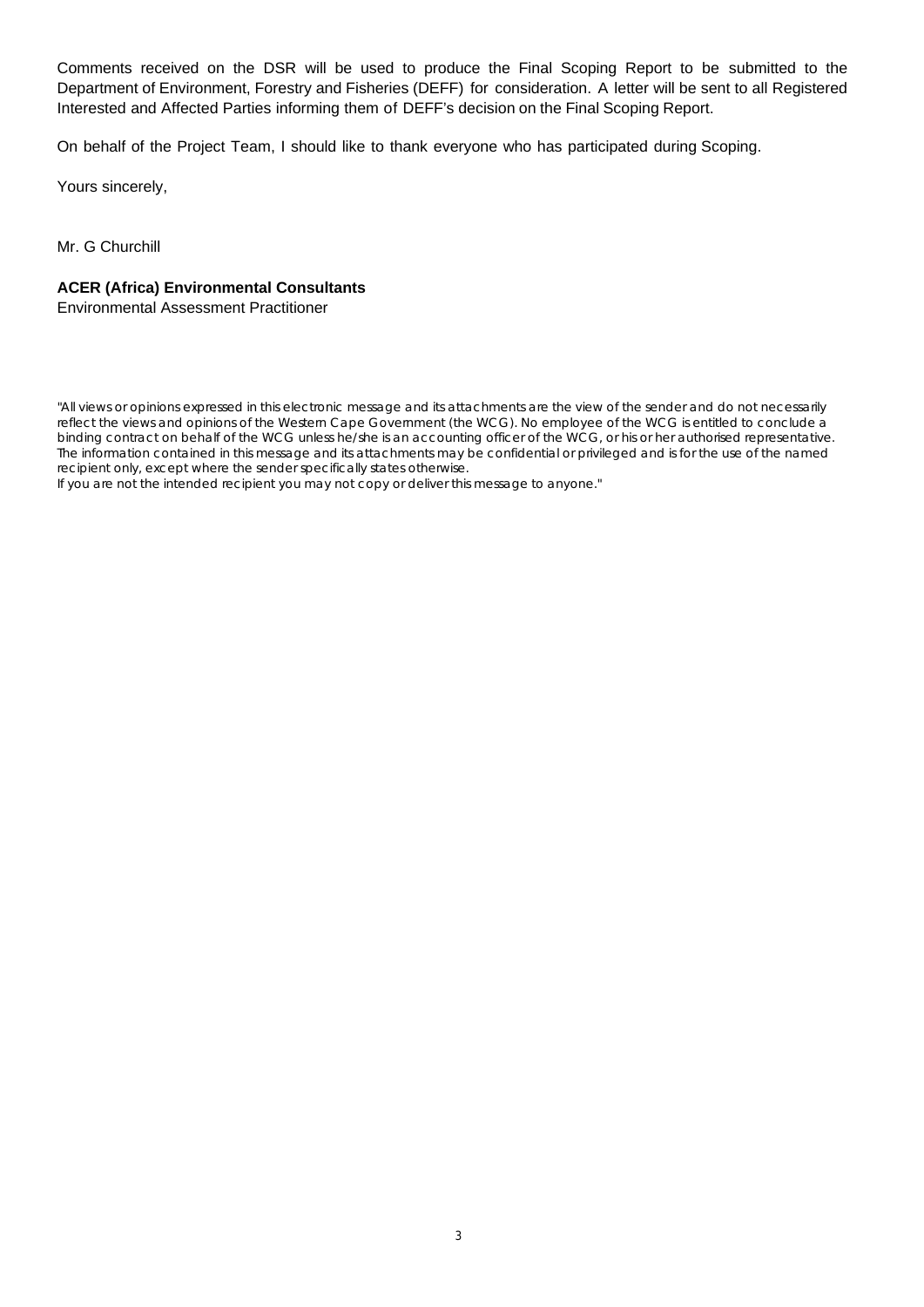Comments received on the DSR will be used to produce the Final Scoping Report to be submitted to the Department of Environment, Forestry and Fisheries (DEFF) for consideration. A letter will be sent to all Registered Interested and Affected Parties informing them of DEFF's decision on the Final Scoping Report.

On behalf of the Project Team, I should like to thank everyone who has participated during Scoping.

Yours sincerely,

Mr. G Churchill

**ACER (Africa) Environmental Consultants**
Environmental Assessment Practitioner

"All views or opinions expressed in this electronic message and its attachments are the view of the sender and do not necessarily reflect the views and opinions of the Western Cape Government (the WCG). No employee of the WCG is entitled to conclude a binding contract on behalf of the WCG unless he/she is an accounting officer of the WCG, or his or her authorised representative. The information contained in this message and its attachments may be confidential or privileged and is for the use of the named recipient only, except where the sender specifically states otherwise.
If you are not the intended recipient you may not copy or deliver this message to anyone."